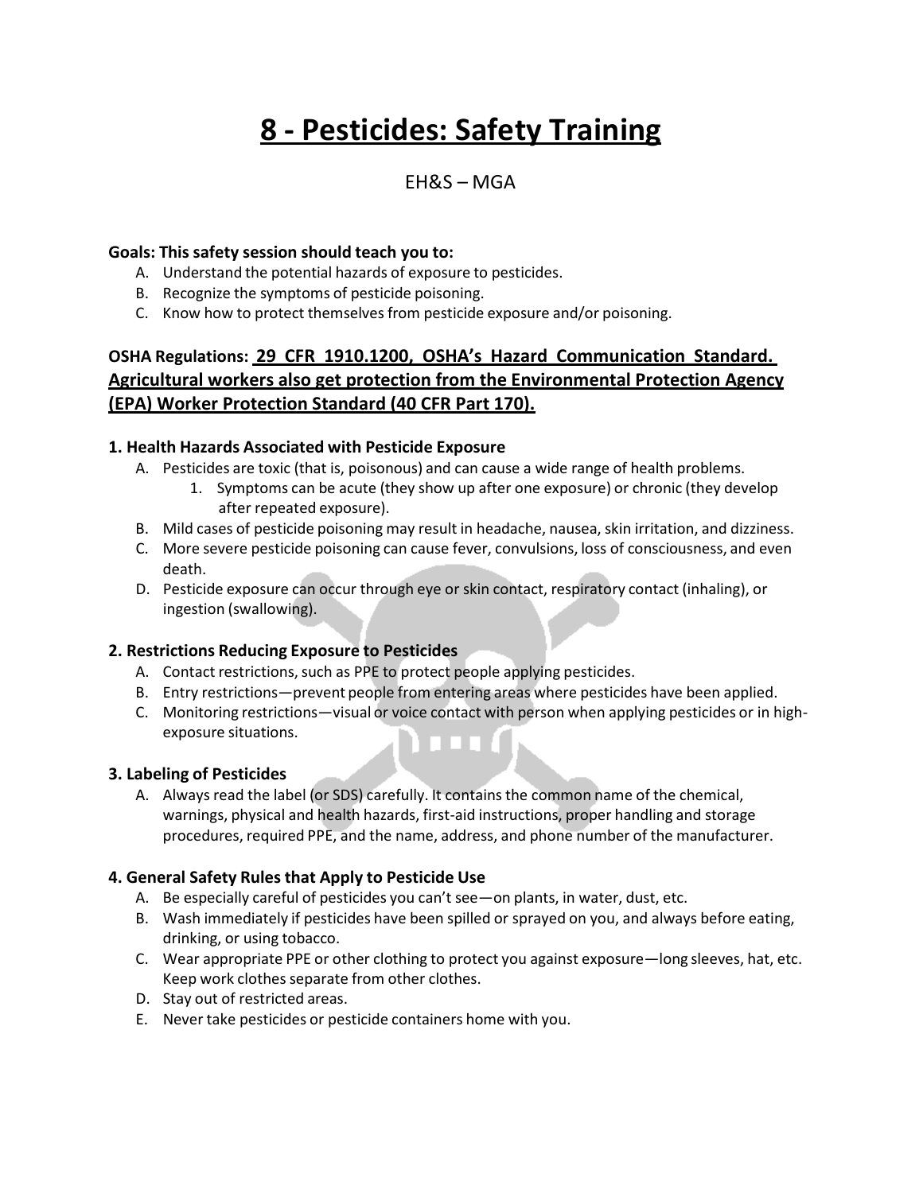# 8 - Pesticides: Safety Training

EH&S – MGA

**Goals: This safety session should teach you to:**

A. Understand the potential hazards of exposure to pesticides.
B. Recognize the symptoms of pesticide poisoning.
C. Know how to protect themselves from pesticide exposure and/or poisoning.

**OSHA Regulations: 29 CFR 1910.1200, OSHA's Hazard Communication Standard. Agricultural workers also get protection from the Environmental Protection Agency (EPA) Worker Protection Standard (40 CFR Part 170).**

### 1. Health Hazards Associated with Pesticide Exposure

A. Pesticides are toxic (that is, poisonous) and can cause a wide range of health problems.
   1. Symptoms can be acute (they show up after one exposure) or chronic (they develop after repeated exposure).
B. Mild cases of pesticide poisoning may result in headache, nausea, skin irritation, and dizziness.
C. More severe pesticide poisoning can cause fever, convulsions, loss of consciousness, and even death.
D. Pesticide exposure can occur through eye or skin contact, respiratory contact (inhaling), or ingestion (swallowing).

### 2. Restrictions Reducing Exposure to Pesticides

A. Contact restrictions, such as PPE to protect people applying pesticides.
B. Entry restrictions—prevent people from entering areas where pesticides have been applied.
C. Monitoring restrictions—visual or voice contact with person when applying pesticides or in high-exposure situations.

### 3. Labeling of Pesticides

A. Always read the label (or SDS) carefully. It contains the common name of the chemical, warnings, physical and health hazards, first-aid instructions, proper handling and storage procedures, required PPE, and the name, address, and phone number of the manufacturer.

### 4. General Safety Rules that Apply to Pesticide Use

A. Be especially careful of pesticides you can't see—on plants, in water, dust, etc.
B. Wash immediately if pesticides have been spilled or sprayed on you, and always before eating, drinking, or using tobacco.
C. Wear appropriate PPE or other clothing to protect you against exposure—long sleeves, hat, etc. Keep work clothes separate from other clothes.
D. Stay out of restricted areas.
E. Never take pesticides or pesticide containers home with you.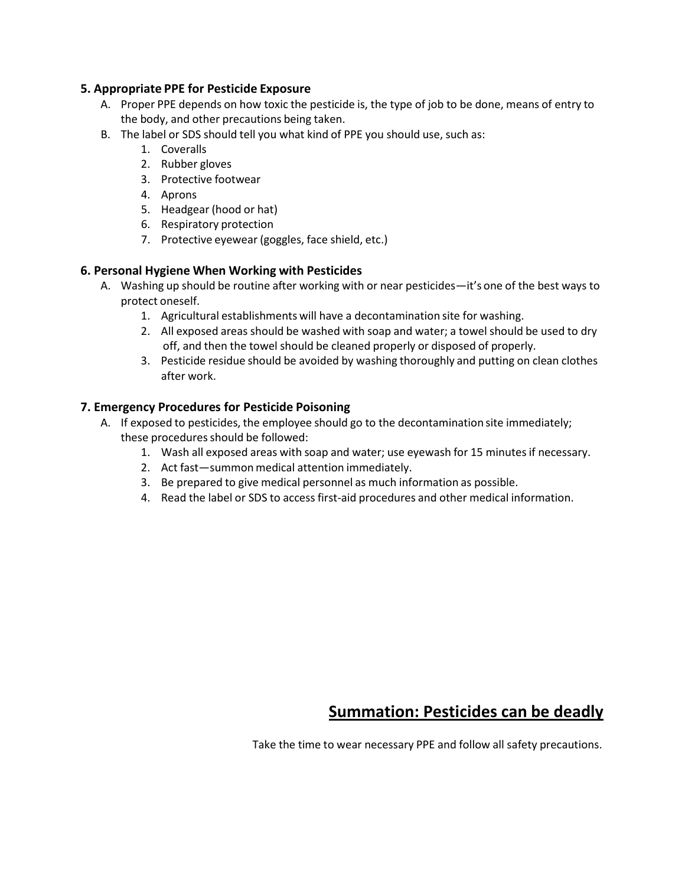**5. Appropriate PPE for Pesticide Exposure**

A. Proper PPE depends on how toxic the pesticide is, the type of job to be done, means of entry to the body, and other precautions being taken.

B. The label or SDS should tell you what kind of PPE you should use, such as:

1. Coveralls
2. Rubber gloves
3. Protective footwear
4. Aprons
5. Headgear (hood or hat)
6. Respiratory protection
7. Protective eyewear (goggles, face shield, etc.)

**6. Personal Hygiene When Working with Pesticides**

A. Washing up should be routine after working with or near pesticides—it's one of the best ways to protect oneself.

1. Agricultural establishments will have a decontamination site for washing.
2. All exposed areas should be washed with soap and water; a towel should be used to dry off, and then the towel should be cleaned properly or disposed of properly.
3. Pesticide residue should be avoided by washing thoroughly and putting on clean clothes after work.

**7. Emergency Procedures for Pesticide Poisoning**

A. If exposed to pesticides, the employee should go to the decontamination site immediately; these procedures should be followed:

1. Wash all exposed areas with soap and water; use eyewash for 15 minutes if necessary.
2. Act fast—summon medical attention immediately.
3. Be prepared to give medical personnel as much information as possible.
4. Read the label or SDS to access first-aid procedures and other medical information.

## Summation: Pesticides can be deadly

Take the time to wear necessary PPE and follow all safety precautions.